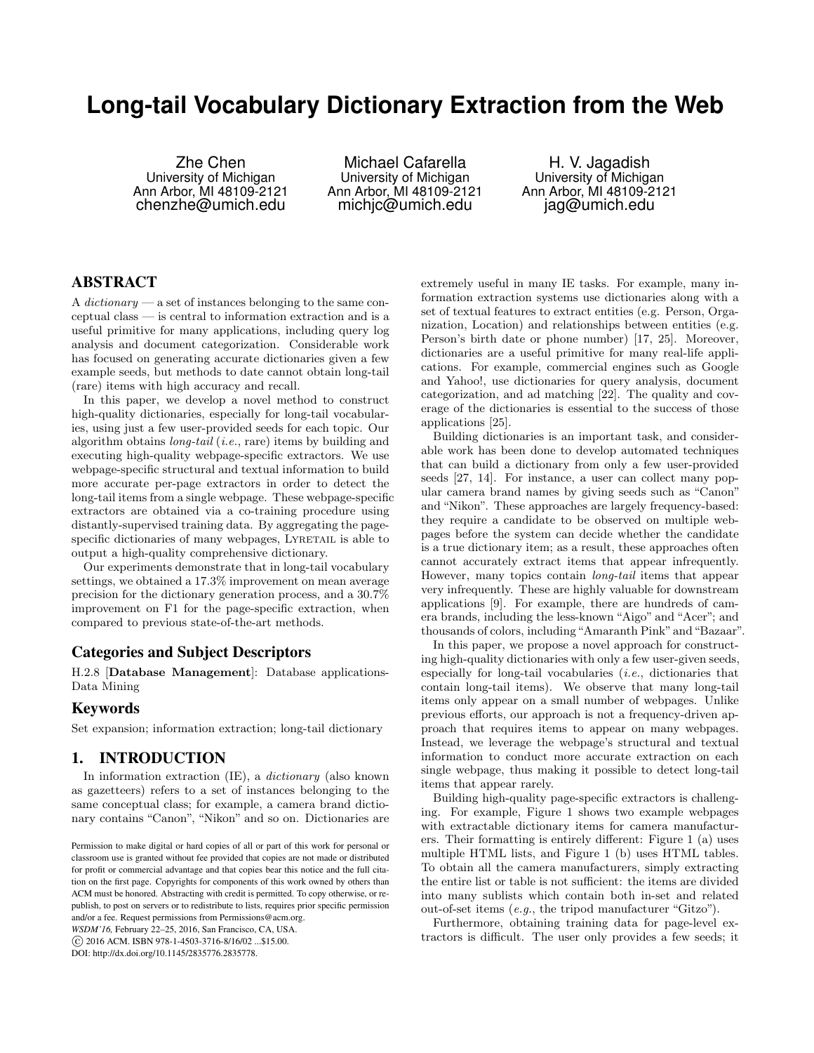# Long-tail Vocabulary Dictionary Extraction from the Web

Zhe Chen
University of Michigan
Ann Arbor, MI 48109-2121
chenzhe@umich.edu

Michael Cafarella
University of Michigan
Ann Arbor, MI 48109-2121
michjc@umich.edu

H. V. Jagadish
University of Michigan
Ann Arbor, MI 48109-2121
jag@umich.edu

## ABSTRACT

A *dictionary* — a set of instances belonging to the same conceptual class — is central to information extraction and is a useful primitive for many applications, including query log analysis and document categorization. Considerable work has focused on generating accurate dictionaries given a few example seeds, but methods to date cannot obtain long-tail (rare) items with high accuracy and recall.

In this paper, we develop a novel method to construct high-quality dictionaries, especially for long-tail vocabularies, using just a few user-provided seeds for each topic. Our algorithm obtains *long-tail* (*i.e.*, rare) items by building and executing high-quality webpage-specific extractors. We use webpage-specific structural and textual information to build more accurate per-page extractors in order to detect the long-tail items from a single webpage. These webpage-specific extractors are obtained via a co-training procedure using distantly-supervised training data. By aggregating the page-specific dictionaries of many webpages, LYRETAIL is able to output a high-quality comprehensive dictionary.

Our experiments demonstrate that in long-tail vocabulary settings, we obtained a 17.3% improvement on mean average precision for the dictionary generation process, and a 30.7% improvement on F1 for the page-specific extraction, when compared to previous state-of-the-art methods.

### Categories and Subject Descriptors

H.2.8 [**Database Management**]: Database applications-Data Mining

### Keywords

Set expansion; information extraction; long-tail dictionary

## 1. INTRODUCTION

In information extraction (IE), a *dictionary* (also known as gazetteers) refers to a set of instances belonging to the same conceptual class; for example, a camera brand dictionary contains "Canon", "Nikon" and so on. Dictionaries are extremely useful in many IE tasks. For example, many information extraction systems use dictionaries along with a set of textual features to extract entities (e.g. Person, Organization, Location) and relationships between entities (e.g. Person's birth date or phone number) [17, 25]. Moreover, dictionaries are a useful primitive for many real-life applications. For example, commercial engines such as Google and Yahoo!, use dictionaries for query analysis, document categorization, and ad matching [22]. The quality and coverage of the dictionaries is essential to the success of those applications [25].

Building dictionaries is an important task, and considerable work has been done to develop automated techniques that can build a dictionary from only a few user-provided seeds [27, 14]. For instance, a user can collect many popular camera brand names by giving seeds such as "Canon" and "Nikon". These approaches are largely frequency-based: they require a candidate to be observed on multiple webpages before the system can decide whether the candidate is a true dictionary item; as a result, these approaches often cannot accurately extract items that appear infrequently. However, many topics contain *long-tail* items that appear very infrequently. These are highly valuable for downstream applications [9]. For example, there are hundreds of camera brands, including the less-known "Aigo" and "Acer"; and thousands of colors, including "Amaranth Pink" and "Bazaar".

In this paper, we propose a novel approach for constructing high-quality dictionaries with only a few user-given seeds, especially for long-tail vocabularies (*i.e.*, dictionaries that contain long-tail items). We observe that many long-tail items only appear on a small number of webpages. Unlike previous efforts, our approach is not a frequency-driven approach that requires items to appear on many webpages. Instead, we leverage the webpage's structural and textual information to conduct more accurate extraction on each single webpage, thus making it possible to detect long-tail items that appear rarely.

Building high-quality page-specific extractors is challenging. For example, Figure 1 shows two example webpages with extractable dictionary items for camera manufacturers. Their formatting is entirely different: Figure 1 (a) uses multiple HTML lists, and Figure 1 (b) uses HTML tables. To obtain all the camera manufacturers, simply extracting the entire list or table is not sufficient: the items are divided into many sublists which contain both in-set and related out-of-set items (*e.g.*, the tripod manufacturer "Gitzo").

Furthermore, obtaining training data for page-level extractors is difficult. The user only provides a few seeds; it

Permission to make digital or hard copies of all or part of this work for personal or classroom use is granted without fee provided that copies are not made or distributed for profit or commercial advantage and that copies bear this notice and the full citation on the first page. Copyrights for components of this work owned by others than ACM must be honored. Abstracting with credit is permitted. To copy otherwise, or republish, to post on servers or to redistribute to lists, requires prior specific permission and/or a fee. Request permissions from Permissions@acm.org.
*WSDM'16*, February 22–25, 2016, San Francisco, CA, USA.
© 2016 ACM. ISBN 978-1-4503-3716-8/16/02 ...$15.00.
DOI: http://dx.doi.org/10.1145/2835776.2835778.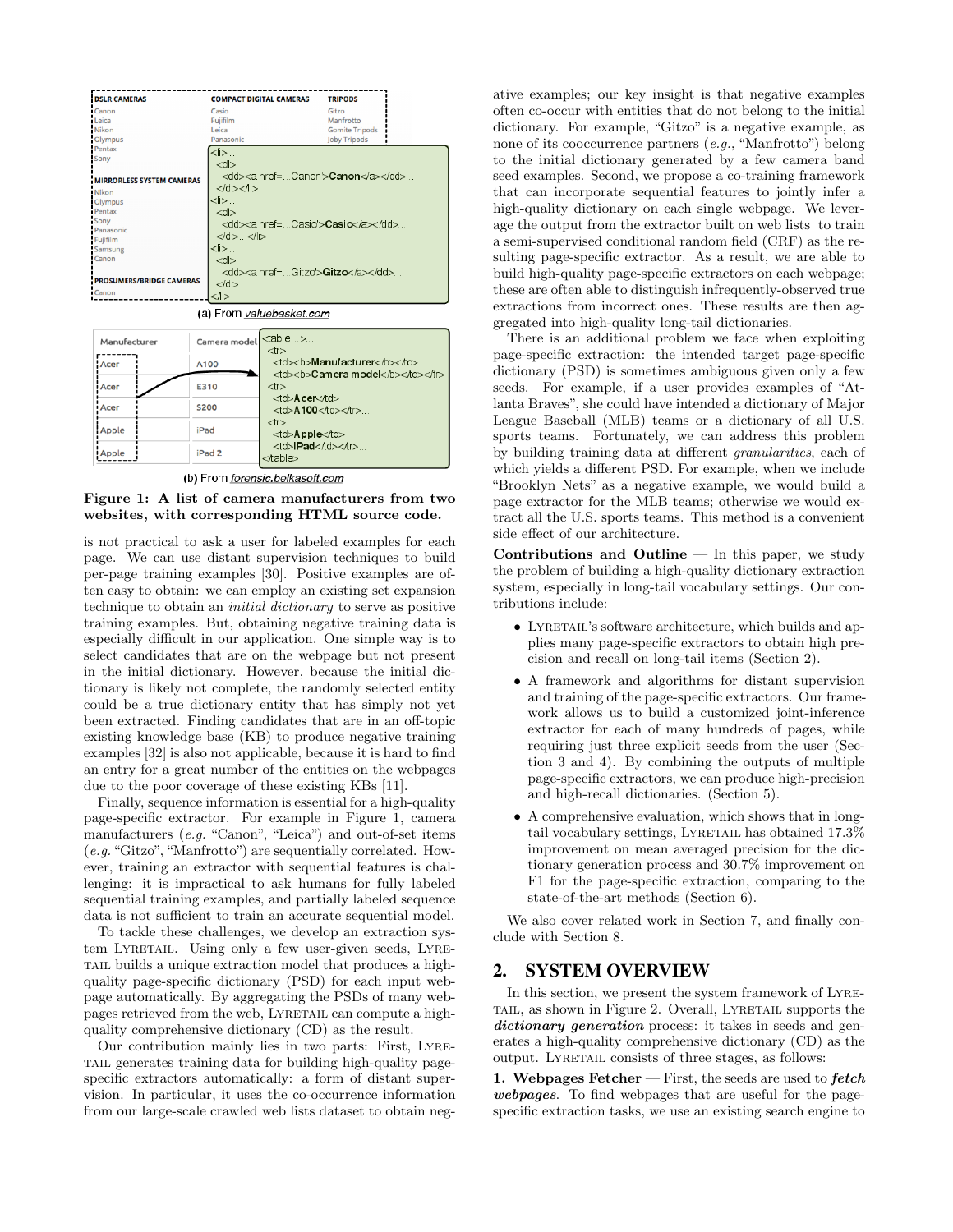(a) From *valuebasket.com*

(b) From *forensic.belkasoft.com*

**Figure 1: A list of camera manufacturers from two websites, with corresponding HTML source code.**

is not practical to ask a user for labeled examples for each page. We can use distant supervision techniques to build per-page training examples [30]. Positive examples are often easy to obtain: we can employ an existing set expansion technique to obtain an *initial dictionary* to serve as positive training examples. But, obtaining negative training data is especially difficult in our application. One simple way is to select candidates that are on the webpage but not present in the initial dictionary. However, because the initial dictionary is likely not complete, the randomly selected entity could be a true dictionary entity that has simply not yet been extracted. Finding candidates that are in an off-topic existing knowledge base (KB) to produce negative training examples [32] is also not applicable, because it is hard to find an entry for a great number of the entities on the webpages due to the poor coverage of these existing KBs [11].

Finally, sequence information is essential for a high-quality page-specific extractor. For example in Figure 1, camera manufacturers (*e.g.* "Canon", "Leica") and out-of-set items (*e.g.* "Gitzo", "Manfrotto") are sequentially correlated. However, training an extractor with sequential features is challenging: it is impractical to ask humans for fully labeled sequential training examples, and partially labeled sequence data is not sufficient to train an accurate sequential model.

To tackle these challenges, we develop an extraction system Lyretail. Using only a few user-given seeds, Lyretail builds a unique extraction model that produces a high-quality page-specific dictionary (PSD) for each input webpage automatically. By aggregating the PSDs of many webpages retrieved from the web, Lyretail can compute a high-quality comprehensive dictionary (CD) as the result.

Our contribution mainly lies in two parts: First, Lyretail generates training data for building high-quality page-specific extractors automatically: a form of distant supervision. In particular, it uses the co-occurrence information from our large-scale crawled web lists dataset to obtain negative examples; our key insight is that negative examples often co-occur with entities that do not belong to the initial dictionary. For example, "Gitzo" is a negative example, as none of its cooccurrence partners (*e.g.*, "Manfrotto") belong to the initial dictionary generated by a few camera band seed examples. Second, we propose a co-training framework that can incorporate sequential features to jointly infer a high-quality dictionary on each single webpage. We leverage the output from the extractor built on web lists to train a semi-supervised conditional random field (CRF) as the resulting page-specific extractor. As a result, we are able to build high-quality page-specific extractors on each webpage; these are often able to distinguish infrequently-observed true extractions from incorrect ones. These results are then aggregated into high-quality long-tail dictionaries.

There is an additional problem we face when exploiting page-specific extraction: the intended target page-specific dictionary (PSD) is sometimes ambiguous given only a few seeds. For example, if a user provides examples of "Atlanta Braves", she could have intended a dictionary of Major League Baseball (MLB) teams or a dictionary of all U.S. sports teams. Fortunately, we can address this problem by building training data at different *granularities*, each of which yields a different PSD. For example, when we include "Brooklyn Nets" as a negative example, we would build a page extractor for the MLB teams; otherwise we would extract all the U.S. sports teams. This method is a convenient side effect of our architecture.

**Contributions and Outline** — In this paper, we study the problem of building a high-quality dictionary extraction system, especially in long-tail vocabulary settings. Our contributions include:

- Lyretail's software architecture, which builds and applies many page-specific extractors to obtain high precision and recall on long-tail items (Section 2).
- A framework and algorithms for distant supervision and training of the page-specific extractors. Our framework allows us to build a customized joint-inference extractor for each of many hundreds of pages, while requiring just three explicit seeds from the user (Section 3 and 4). By combining the outputs of multiple page-specific extractors, we can produce high-precision and high-recall dictionaries. (Section 5).
- A comprehensive evaluation, which shows that in long-tail vocabulary settings, Lyretail has obtained 17.3% improvement on mean averaged precision for the dictionary generation process and 30.7% improvement on F1 for the page-specific extractor, comparing to the state-of-the-art methods (Section 6).

We also cover related work in Section 7, and finally conclude with Section 8.

## 2. SYSTEM OVERVIEW

In this section, we present the system framework of Lyretail, as shown in Figure 2. Overall, Lyretail supports the ***dictionary generation*** process: it takes in seeds and generates a high-quality comprehensive dictionary (CD) as the output. Lyretail consists of three stages, as follows:

**1. Webpages Fetcher** — First, the seeds are used to ***fetch webpages***. To find webpages that are useful for the page-specific extraction tasks, we use an existing search engine to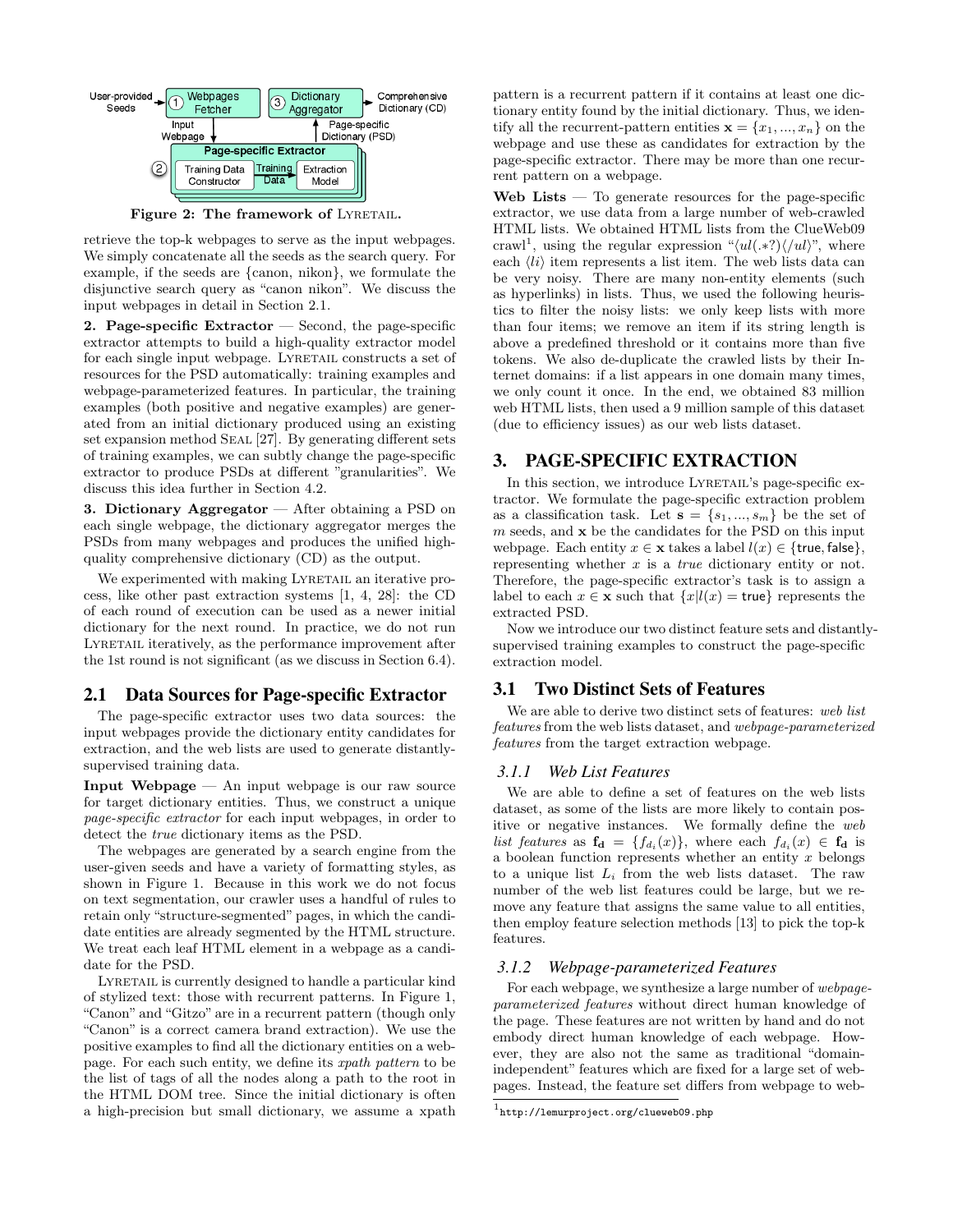Figure 2: The framework of LYRETAIL.

retrieve the top-k webpages to serve as the input webpages. We simply concatenate all the seeds as the search query. For example, if the seeds are {canon, nikon}, we formulate the disjunctive search query as "canon nikon". We discuss the input webpages in detail in Section 2.1.

**2. Page-specific Extractor** — Second, the page-specific extractor attempts to build a high-quality extractor model for each single input webpage. LYRETAIL constructs a set of resources for the PSD automatically: training examples and webpage-parameterized features. In particular, the training examples (both positive and negative examples) are generated from an initial dictionary produced using an existing set expansion method SEAL [27]. By generating different sets of training examples, we can subtly change the page-specific extractor to produce PSDs at different "granularities". We discuss this idea further in Section 4.2.

**3. Dictionary Aggregator** — After obtaining a PSD on each single webpage, the dictionary aggregator merges the PSDs from many webpages and produces the unified high-quality comprehensive dictionary (CD) as the output.

We experimented with making LYRETAIL an iterative process, like other past extraction systems [1, 4, 28]: the CD of each round of execution can be used as a newer initial dictionary for the next round. In practice, we do not run LYRETAIL iteratively, as the performance improvement after the 1st round is not significant (as we discuss in Section 6.4).

## 2.1 Data Sources for Page-specific Extractor

The page-specific extractor uses two data sources: the input webpages provide the dictionary entity candidates for extraction, and the web lists are used to generate distantly-supervised training data.

**Input Webpage** — An input webpage is our raw source for target dictionary entities. Thus, we construct a unique *page-specific extractor* for each input webpages, in order to detect the *true* dictionary items as the PSD.

The webpages are generated by a search engine from the user-given seeds and have a variety of formatting styles, as shown in Figure 1. Because in this work we do not focus on text segmentation, our crawler uses a handful of rules to retain only "structure-segmented" pages, in which the candidate entities are already segmented by the HTML structure. We treat each leaf HTML element in a webpage as a candidate for the PSD.

LYRETAIL is currently designed to handle a particular kind of stylized text: those with recurrent patterns. In Figure 1, "Canon" and "Gitzo" are in a recurrent pattern (though only "Canon" is a correct camera brand extraction). We use the positive examples to find all the dictionary entities on a webpage. For each such entity, we define its *xpath pattern* to be the list of tags of all the nodes along a path to the root in the HTML DOM tree. Since the initial dictionary is often a high-precision but small dictionary, we assume a xpath pattern is a recurrent pattern if it contains at least one dictionary entity found by the initial dictionary. Thus, we identify all the recurrent-pattern entities $\mathbf{x} = \{x_1, ..., x_n\}$ on the webpage and use these as candidates for extraction by the page-specific extractor. There may be more than one recurrent pattern on a webpage.

**Web Lists** — To generate resources for the page-specific extractor, we use data from a large number of web-crawled HTML lists. We obtained HTML lists from the ClueWeb09 crawl[1], using the regular expression "$\langle ul(.*?)\langle /ul\rangle$", where each $\langle li\rangle$ item represents a list item. The web lists data can be very noisy. There are many non-entity elements (such as hyperlinks) in lists. Thus, we used the following heuristics to filter the noisy lists: we only keep lists with more than four items; we remove an item if its string length is above a predefined threshold or it contains more than five tokens. We also de-duplicate the crawled lists by their Internet domains: if a list appears in one domain many times, we only count it once. In the end, we obtained 83 million web HTML lists, then used a 9 million sample of this dataset (due to efficiency issues) as our web lists dataset.

# 3. PAGE-SPECIFIC EXTRACTION

In this section, we introduce LYRETAIL's page-specific extractor. We formulate the page-specific extraction problem as a classification task. Let $\mathbf{s} = \{s_1, ..., s_m\}$ be the set of $m$ seeds, and $\mathbf{x}$ be the candidates for the PSD on this input webpage. Each entity $x \in \mathbf{x}$ takes a label $l(x) \in \{\mathsf{true}, \mathsf{false}\}$, representing whether $x$ is a *true* dictionary entity or not. Therefore, the page-specific extractor's task is to assign a label to each $x \in \mathbf{x}$ such that $\{x|l(x) = \mathsf{true}\}$ represents the extracted PSD.

Now we introduce our two distinct feature sets and distantly-supervised training examples to construct the page-specific extraction model.

## 3.1 Two Distinct Sets of Features

We are able to derive two distinct sets of features: *web list features* from the web lists dataset, and *webpage-parameterized features* from the target extraction webpage.

### 3.1.1 Web List Features

We are able to define a set of features on the web lists dataset, as some of the lists are more likely to contain positive or negative instances. We formally define the *web list features* as $\mathbf{f_d} = \{f_{d_i}(x)\}$, where each $f_{d_i}(x) \in \mathbf{f_d}$ is a boolean function represents whether an entity $x$ belongs to a unique list $L_i$ from the web lists dataset. The raw number of the web list features could be large, but we remove any feature that assigns the same value to all entities, then employ feature selection methods [13] to pick the top-k features.

### 3.1.2 Webpage-parameterized Features

For each webpage, we synthesize a large number of *webpage-parameterized features* without direct human knowledge of the page. These features are not written by hand and do not embody direct human knowledge of each webpage. However, they are also not the same as traditional "domain-independent" features which are fixed for a large set of webpages. Instead, the feature set differs from webpage to web-

[1] http://lemurproject.org/clueweb09.php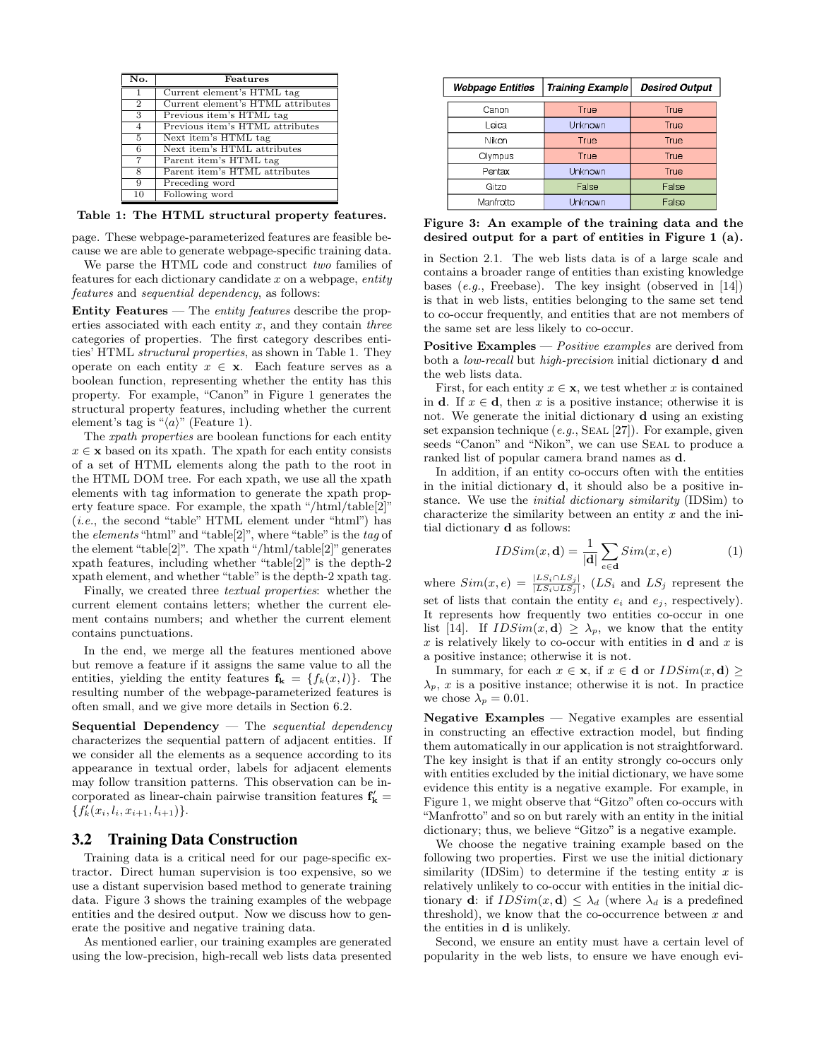| No. | Features |
|---|---|
| 1 | Current element's HTML tag |
| 2 | Current element's HTML attributes |
| 3 | Previous item's HTML tag |
| 4 | Previous item's HTML attributes |
| 5 | Next item's HTML tag |
| 6 | Next item's HTML attributes |
| 7 | Parent item's HTML tag |
| 8 | Parent item's HTML attributes |
| 9 | Preceding word |
| 10 | Following word |

**Table 1: The HTML structural property features.**

page. These webpage-parameterized features are feasible because we are able to generate webpage-specific training data.

We parse the HTML code and construct *two* families of features for each dictionary candidate $x$ on a webpage, *entity features* and *sequential dependency*, as follows:

**Entity Features** — The *entity features* describe the properties associated with each entity $x$, and they contain *three* categories of properties. The first category describes entities' HTML *structural properties*, as shown in Table 1. They operate on each entity $x \in \mathbf{x}$. Each feature serves as a boolean function, representing whether the entity has this property. For example, "Canon" in Figure 1 generates the structural property features, including whether the current element's tag is "$\langle a \rangle$" (Feature 1).

The *xpath properties* are boolean functions for each entity $x \in \mathbf{x}$ based on its xpath. The xpath for each entity consists of a set of HTML elements along the path to the root in the HTML DOM tree. For each xpath, we use all the xpath elements with tag information to generate the xpath property feature space. For example, the xpath "/html/table[2]" (*i.e.*, the second "table" HTML element under "html") has the *elements* "html" and "table[2]", where "table" is the *tag* of the element "table[2]". The xpath "/html/table[2]" generates xpath features, including whether "table[2]" is the depth-2 xpath element, and whether "table" is the depth-2 xpath tag.

Finally, we created three *textual properties*: whether the current element contains letters; whether the current element contains numbers; and whether the current element contains punctuations.

In the end, we merge all the features mentioned above but remove a feature if it assigns the same value to all the entities, yielding the entity features $\mathbf{f_k} = \{f_k(x, l)\}$. The resulting number of the webpage-parameterized features is often small, and we give more details in Section 6.2.

**Sequential Dependency** — The *sequential dependency* characterizes the sequential pattern of adjacent entities. If we consider all the elements as a sequence according to its appearance in textual order, labels for adjacent elements may follow transition patterns. This observation can be incorporated as linear-chain pairwise transition features $\mathbf{f'_k} = \{f'_k(x_i, l_i, x_{i+1}, l_{i+1})\}$.

## 3.2 Training Data Construction

Training data is a critical need for our page-specific extractor. Direct human supervision is too expensive, so we use a distant supervision based method to generate training data. Figure 3 shows the training examples of the webpage entities and the desired output. Now we discuss how to generate the positive and negative training data.

As mentioned earlier, our training examples are generated using the low-precision, high-recall web lists data presented in Section 2.1. The web lists data is of a large scale and contains a broader range of entities than existing knowledge bases (*e.g.*, Freebase). The key insight (observed in [14]) is that in web lists, entities belonging to the same set tend to co-occur frequently, and entities that are not members of the same set are less likely to co-occur.

| Webpage Entities | Training Example | Desired Output |
|---|---|---|
| Canon | True | True |
| Leica | Unknown | True |
| Nikon | True | True |
| Olympus | True | True |
| Pentax | Unknown | True |
| Gitzo | False | False |
| Manfrotto | Unknown | False |

**Figure 3: An example of the training data and the desired output for a part of entities in Figure 1 (a).**

**Positive Examples** — *Positive examples* are derived from both a *low-recall* but *high-precision* initial dictionary $\mathbf{d}$ and the web lists data.

First, for each entity $x \in \mathbf{x}$, we test whether $x$ is contained in $\mathbf{d}$. If $x \in \mathbf{d}$, then $x$ is a positive instance; otherwise it is not. We generate the initial dictionary $\mathbf{d}$ using an existing set expansion technique (*e.g.*, SEAL [27]). For example, given seeds "Canon" and "Nikon", we can use SEAL to produce a ranked list of popular camera brand names as $\mathbf{d}$.

In addition, if an entity co-occurs often with the entities in the initial dictionary $\mathbf{d}$, it should also be a positive instance. We use the *initial dictionary similarity* (IDSim) to characterize the similarity between an entity $x$ and the initial dictionary $\mathbf{d}$ as follows:

$$IDSim(x, \mathbf{d}) = \frac{1}{|\mathbf{d}|} \sum_{e \in \mathbf{d}} Sim(x, e) \tag{1}$$

where $Sim(x, e) = \frac{|LS_i \cap LS_j|}{|LS_i \cup LS_j|}$, ($LS_i$ and $LS_j$ represent the set of lists that contain the entity $e_i$ and $e_j$, respectively). It represents how frequently two entities co-occur in one list [14]. If $IDSim(x, \mathbf{d}) \geq \lambda_p$, we know that the entity $x$ is relatively likely to co-occur with entities in $\mathbf{d}$ and $x$ is a positive instance; otherwise it is not.

In summary, for each $x \in \mathbf{x}$, if $x \in \mathbf{d}$ or $IDSim(x, \mathbf{d}) \geq \lambda_p$, $x$ is a positive instance; otherwise it is not. In practice we chose $\lambda_p = 0.01$.

**Negative Examples** — Negative examples are essential in constructing an effective extraction model, but finding them automatically in our application is not straightforward. The key insight is that if an entity strongly co-occurs only with entities excluded by the initial dictionary, we have some evidence this entity is a negative example. For example, in Figure 1, we might observe that "Gitzo" often co-occurs with "Manfrotto" and so on but rarely with an entity in the initial dictionary; thus, we believe "Gitzo" is a negative example.

We choose the negative training example based on the following two properties. First we use the initial dictionary similarity (IDSim) to determine if the testing entity $x$ is relatively unlikely to co-occur with entities in the initial dictionary $\mathbf{d}$: if $IDSim(x, \mathbf{d}) \leq \lambda_d$ (where $\lambda_d$ is a predefined threshold), we know that the co-occurrence between $x$ and the entities in $\mathbf{d}$ is unlikely.

Second, we ensure an entity must have a certain level of popularity in the web lists, to ensure we have enough evi-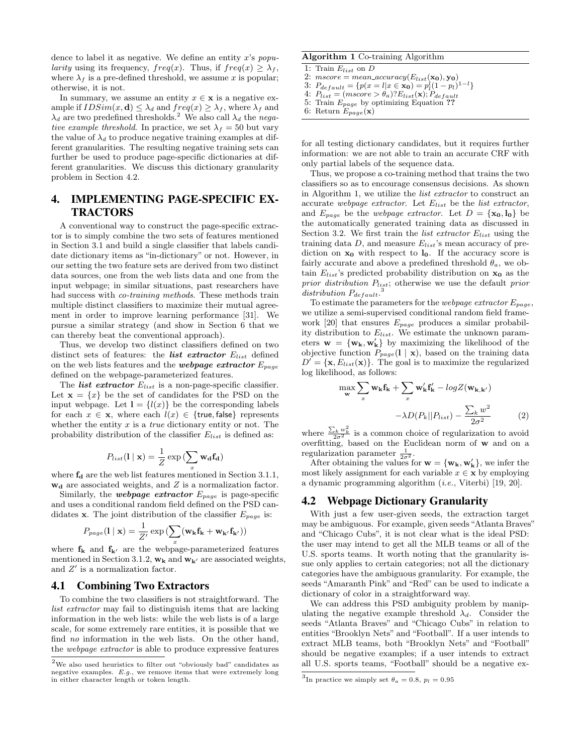dence to label it as negative. We define an entity $x$'s *popularity* using its frequency, $freq(x)$. Thus, if $freq(x) \geq \lambda_f$, where $\lambda_f$ is a pre-defined threshold, we assume $x$ is popular; otherwise, it is not.

In summary, we assume an entity $x \in \mathbf{x}$ is a negative example if $IDSim(x, \mathbf{d}) \leq \lambda_d$ and $freq(x) \geq \lambda_f$, where $\lambda_f$ and $\lambda_d$ are two predefined thresholds.[2] We also call $\lambda_d$ the *negative example threshold*. In practice, we set $\lambda_f = 50$ but vary the value of $\lambda_d$ to produce negative training examples at different granularities. The resulting negative training sets can further be used to produce page-specific dictionaries at different granularities. We discuss this dictionary granularity problem in Section 4.2.

## 4. IMPLEMENTING PAGE-SPECIFIC EXTRACTORS

A conventional way to construct the page-specific extractor is to simply combine the two sets of features mentioned in Section 3.1 and build a single classifier that labels candidate dictionary items as "in-dictionary" or not. However, in our setting the two feature sets are derived from two distinct data sources, one from the web lists data and one from the input webpage; in similar situations, past researchers have had success with *co-training methods*. These methods train multiple distinct classifiers to maximize their mutual agreement in order to improve learning performance [31]. We pursue a similar strategy (and show in Section 6 that we can thereby beat the conventional approach).

Thus, we develop two distinct classifiers defined on two distinct sets of features: the ***list extractor*** $E_{list}$ defined on the web lists features and the ***webpage extractor*** $E_{page}$ defined on the webpage-parameterized features.

The ***list extractor*** $E_{list}$ is a non-page-specific classifier. Let $\mathbf{x} = \{x\}$ be the set of candidates for the PSD on the input webpage. Let $\mathbf{l} = \{l(x)\}$ be the corresponding labels for each $x \in \mathbf{x}$, where each $l(x) \in \{\mathsf{true}, \mathsf{false}\}$ represents whether the entity $x$ is a *true* dictionary entity or not. The probability distribution of the classifier $E_{list}$ is defined as:

$$P_{list}(\mathbf{l} \mid \mathbf{x}) = \frac{1}{Z} \exp\left(\sum_x \mathbf{w_d f_d}\right)$$

where $\mathbf{f_d}$ are the web list features mentioned in Section 3.1.1, $\mathbf{w_d}$ are associated weights, and $Z$ is a normalization factor.

Similarly, the ***webpage extractor*** $E_{page}$ is page-specific and uses a conditional random field defined on the PSD candidates $\mathbf{x}$. The joint distribution of the classifier $E_{page}$ is:

$$P_{page}(\mathbf{l} \mid \mathbf{x}) = \frac{1}{Z'} \exp\left(\sum_x (\mathbf{w_k f_k} + \mathbf{w_{k'} f_{k'}})\right)$$

where $\mathbf{f_k}$ and $\mathbf{f_{k'}}$ are the webpage-parameterized features mentioned in Section 3.1.2, $\mathbf{w_k}$ and $\mathbf{w_{k'}}$ are associated weights, and $Z'$ is a normalization factor.

### 4.1 Combining Two Extractors

To combine the two classifiers is not straightforward. The *list extractor* may fail to distinguish items that are lacking information in the web lists: while the web lists is of a large scale, for some extremely rare entities, it is possible that we find *no* information in the web lists. On the other hand, the *webpage extractor* is able to produce expressive features for all testing dictionary candidates, but it requires further information: we are not able to train an accurate CRF with only partial labels of the sequence data.

Thus, we propose a co-training method that trains the two classifiers so as to encourage consensus decisions. As shown in Algorithm 1, we utilize the *list extractor* to construct an accurate *webpage extractor*. Let $E_{list}$ be the *list extractor*, and $E_{page}$ be the *webpage extractor*. Let $D = \{\mathbf{x_0}, \mathbf{l_0}\}$ be the automatically generated training data as discussed in Section 3.2. We first train the *list extractor* $E_{list}$ using the training data $D$, and measure $E_{list}$'s mean accuracy of prediction on $\mathbf{x_0}$ with respect to $\mathbf{l_0}$. If the accuracy score is fairly accurate and above a predefined threshold $\theta_a$, we obtain $E_{list}$'s predicted probability distribution on $\mathbf{x_0}$ as the *prior distribution* $P_{list}$; otherwise we use the default *prior distribution* $P_{default}$.[3]

**Algorithm 1** Co-training Algorithm

1: Train $E_{list}$ on $D$
2: $mscore = mean\_accuracy(E_{list}(\mathbf{x_0}), \mathbf{y_0})$
3: $P_{default} = \{p(x = l \mid x \in \mathbf{x_0}) = p_l^l (1 - p_l)^{1-l}\}$
4: $P_{list} = (mscore > \theta_a) ? E_{list}(\mathbf{x}) ; P_{default}$
5: Train $E_{page}$ by optimizing Equation ??
6: Return $E_{page}(\mathbf{x})$

To estimate the parameters for the *webpage extractor* $E_{page}$, we utilize a semi-supervised conditional random field framework [20] that ensures $E_{page}$ produces a similar probability distribution to $E_{list}$. We estimate the unknown parameters $\mathbf{w} = \{\mathbf{w_k}, \mathbf{w'_k}\}$ by maximizing the likelihood of the objective function $P_{page}(\mathbf{l} \mid \mathbf{x})$, based on the training data $D' = \{\mathbf{x}, E_{list}(\mathbf{x})\}$. The goal is to maximize the regularized log likelihood, as follows:

$$\max_{\mathbf{w}} \sum_x \mathbf{w_k f_k} + \sum_x \mathbf{w'_k f'_k} - logZ(\mathbf{w_{k,k'}}) - \lambda D(P_k \| P_{list}) - \frac{\sum_k w^2}{2\sigma^2} \qquad (2)$$

where $\frac{\sum_k w_k^2}{2\sigma^2}$ is a common choice of regularization to avoid overfitting, based on the Euclidean norm of $\mathbf{w}$ and on a regularization parameter $\frac{1}{2\sigma^2}$.

After obtaining the values for $\mathbf{w} = \{\mathbf{w_k}, \mathbf{w'_k}\}$, we infer the most likely assignment for each variable $x \in \mathbf{x}$ by employing a dynamic programming algorithm (*i.e.*, Viterbi) [19, 20].

### 4.2 Webpage Dictionary Granularity

With just a few user-given seeds, the extraction target may be ambiguous. For example, given seeds "Atlanta Braves" and "Chicago Cubs", it is not clear what is the ideal PSD: the user may intend to get all the MLB teams or all of the U.S. sports teams. It worth noting that the granularity issue only applies to certain categories; not all the dictionary categories have the ambiguous granularity. For example, the seeds "Amaranth Pink" and "Red" can be used to indicate a dictionary of color in a straightforward way.

We can address this PSD ambiguity problem by manipulating the negative example threshold $\lambda_d$. Consider the seeds "Atlanta Braves" and "Chicago Cubs" in relation to entities "Brooklyn Nets" and "Football". If a user intends to extract MLB teams, both "Brooklyn Nets" and "Football" should be negative examples; if a user intends to extract all U.S. sports teams, "Football" should be a negative ex-

[2] We also used heuristics to filter out "obviously bad" candidates as negative examples. *E.g.*, we remove items that were extremely long in either character length or token length.

[3] In practice we simply set $\theta_a = 0.8$, $p_l = 0.95$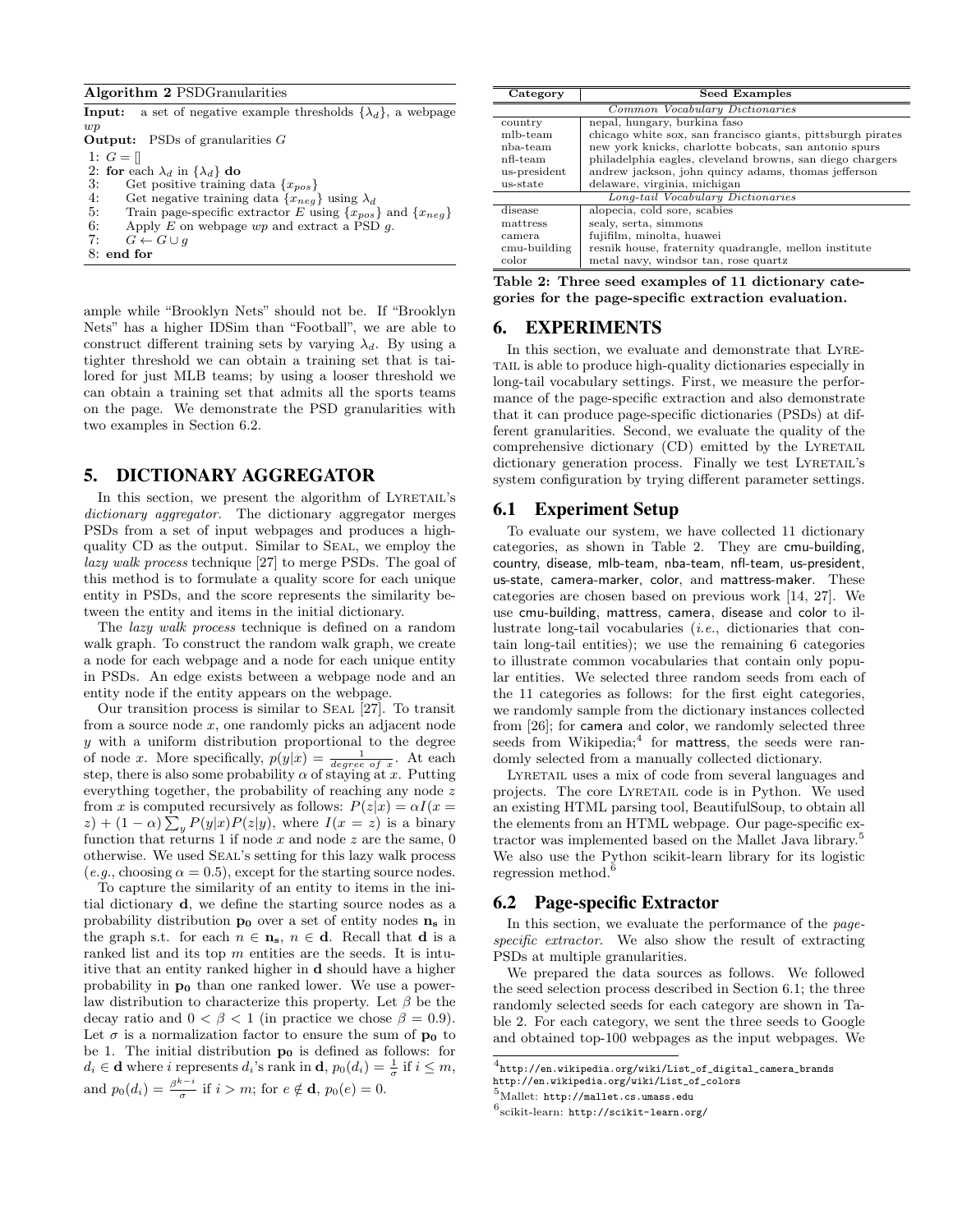**Algorithm 2** PSDGranularities

**Input:** a set of negative example thresholds $\{\lambda_d\}$, a webpage $wp$
**Output:** PSDs of granularities $G$

```
1: G = []
2: for each λ_d in {λ_d} do
3:     Get positive training data {x_pos}
4:     Get negative training data {x_neg} using λ_d
5:     Train page-specific extractor E using {x_pos} and {x_neg}
6:     Apply E on webpage wp and extract a PSD g.
7:     G ← G ∪ g
8: end for
```

ample while "Brooklyn Nets" should not be. If "Brooklyn Nets" has a higher IDSim than "Football", we are able to construct different training sets by varying $\lambda_d$. By using a tighter threshold we can obtain a training set that is tailored for just MLB teams; by using a looser threshold we can obtain a training set that admits all the sports teams on the page. We demonstrate the PSD granularities with two examples in Section 6.2.

## 5. DICTIONARY AGGREGATOR

In this section, we present the algorithm of LYRETAIL's *dictionary aggregator*. The dictionary aggregator merges PSDs from a set of input webpages and produces a high-quality CD as the output. Similar to SEAL, we employ the *lazy walk process* technique [27] to merge PSDs. The goal of this method is to formulate a quality score for each unique entity in PSDs, and the score represents the similarity between the entity and items in the initial dictionary.

The *lazy walk process* technique is defined on a random walk graph. To construct the random walk graph, we create a node for each webpage and a node for each unique entity in PSDs. An edge exists between a webpage node and an entity node if the entity appears on the webpage.

Our transition process is similar to SEAL [27]. To transit from a source node $x$, one randomly picks an adjacent node $y$ with a uniform distribution proportional to the degree of node $x$. More specifically, $p(y|x) = \frac{1}{degree\ of\ x}$. At each step, there is also some probability $\alpha$ of staying at $x$. Putting everything together, the probability of reaching any node $z$ from $x$ is computed recursively as follows: $P(z|x) = \alpha I(x = z) + (1-\alpha)\sum_y P(y|x)P(z|y)$, where $I(x = z)$ is a binary function that returns 1 if node $x$ and node $z$ are the same, 0 otherwise. We used SEAL's setting for this lazy walk process (*e.g.*, choosing $\alpha = 0.5$), except for the starting source nodes.

To capture the similarity of an entity to items in the initial dictionary $\mathbf{d}$, we define the starting source nodes as a probability distribution $\mathbf{p_0}$ over a set of entity nodes $\mathbf{n_s}$ in the graph s.t. for each $n \in \mathbf{n_s}$, $n \in \mathbf{d}$. Recall that $\mathbf{d}$ is a ranked list and its top $m$ entities are the seeds. It is intuitive that an entity ranked higher in $\mathbf{d}$ should have a higher probability in $\mathbf{p_0}$ than one ranked lower. We use a power-law distribution to characterize this property. Let $\beta$ be the decay ratio and $0 < \beta < 1$ (in practice we chose $\beta = 0.9$). Let $\sigma$ is a normalization factor to ensure the sum of $\mathbf{p_0}$ to be 1. The initial distribution $\mathbf{p_0}$ is defined as follows: for $d_i \in \mathbf{d}$ where $i$ represents $d_i$'s rank in $\mathbf{d}$, $p_0(d_i) = \frac{1}{\sigma}$ if $i \leq m$, and $p_0(d_i) = \frac{\beta^{k-i}}{\sigma}$ if $i > m$; for $e \notin \mathbf{d}$, $p_0(e) = 0$.

| Category | Seed Examples |
|---|---|
| *Common Vocabulary Dictionaries* | |
| country | nepal, hungary, burkina faso |
| mlb-team | chicago white sox, san francisco giants, pittsburgh pirates |
| nba-team | new york knicks, charlotte bobcats, san antonio spurs |
| nfl-team | philadelphia eagles, cleveland browns, san diego chargers |
| us-president | andrew jackson, john quincy adams, thomas jefferson |
| us-state | delaware, virginia, michigan |
| *Long-tail Vocabulary Dictionaries* | |
| disease | alopecia, cold sore, scabies |
| mattress | sealy, serta, simmons |
| camera | fujifilm, minolta, huawei |
| cmu-building | resnik house, fraternity quadrangle, mellon institute |
| color | metal navy, windsor tan, rose quartz |

**Table 2: Three seed examples of 11 dictionary categories for the page-specific extraction evaluation.**

## 6. EXPERIMENTS

In this section, we evaluate and demonstrate that LYRETAIL is able to produce high-quality dictionaries especially in long-tail vocabulary settings. First, we measure the performance of the page-specific extraction and also demonstrate that it can produce page-specific dictionaries (PSDs) at different granularities. Second, we evaluate the quality of the comprehensive dictionary (CD) emitted by the LYRETAIL dictionary generation process. Finally we test LYRETAIL's system configuration by trying different parameter settings.

### 6.1 Experiment Setup

To evaluate our system, we have collected 11 dictionary categories, as shown in Table 2. They are cmu-building, country, disease, mlb-team, nba-team, nfl-team, us-president, us-state, camera-marker, color, and mattress-maker. These categories are chosen based on previous work [14, 27]. We use cmu-building, mattress, camera, disease and color to illustrate long-tail vocabularies (*i.e.*, dictionaries that contain long-tail entities); we use the remaining 6 categories to illustrate common vocabularies that contain only popular entities. We selected three random seeds from each of the 11 categories as follows: for the first eight categories, we randomly sample from the dictionary instances collected from [26]; for camera and color, we randomly selected three seeds from Wikipedia;[4] for mattress, the seeds were randomly selected from a manually collected dictionary.

LYRETAIL uses a mix of code from several languages and projects. The core LYRETAIL code is in Python. We used an existing HTML parsing tool, BeautifulSoup, to obtain all the elements from an HTML webpage. Our page-specific extractor was implemented based on the Mallet Java library.[5] We also use the Python scikit-learn library for its logistic regression method.[6]

### 6.2 Page-specific Extractor

In this section, we evaluate the performance of the *page-specific extractor*. We also show the result of extracting PSDs at multiple granularities.

We prepared the data sources as follows. We followed the seed selection process described in Section 6.1; the three randomly selected seeds for each category are shown in Table 2. For each category, we sent the three seeds to Google and obtained top-100 webpages as the input webpages. We

[4] http://en.wikipedia.org/wiki/List_of_digital_camera_brands http://en.wikipedia.org/wiki/List_of_colors

[5] Mallet: http://mallet.cs.umass.edu

[6] scikit-learn: http://scikit-learn.org/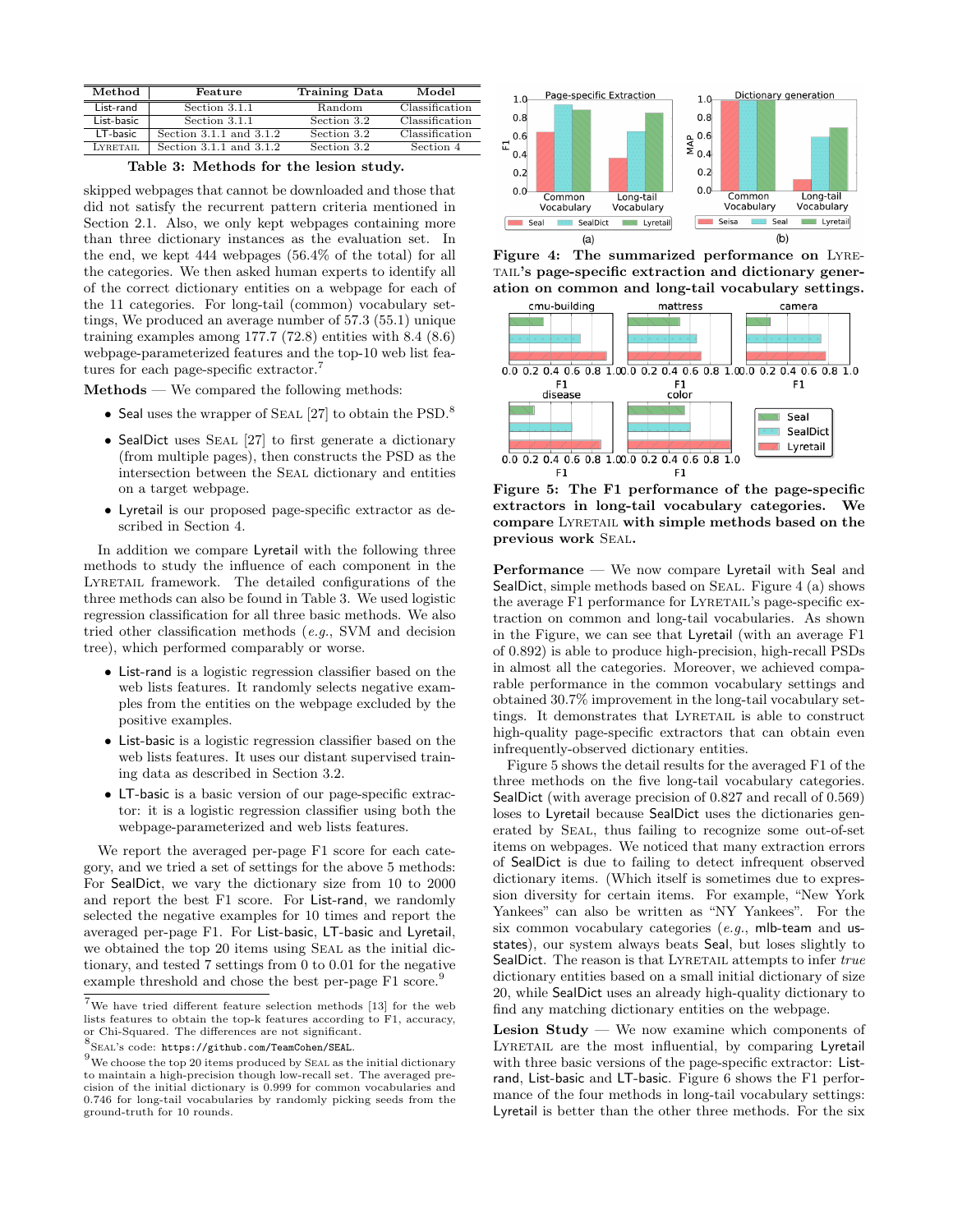| Method | Feature | Training Data | Model |
| --- | --- | --- | --- |
| List-rand | Section 3.1.1 | Random | Classification |
| List-basic | Section 3.1.1 | Section 3.2 | Classification |
| LT-basic | Section 3.1.1 and 3.1.2 | Section 3.2 | Classification |
| LYRETAIL | Section 3.1.1 and 3.1.2 | Section 3.2 | Section 4 |

**Table 3: Methods for the lesion study.**

skipped webpages that cannot be downloaded and those that did not satisfy the recurrent pattern criteria mentioned in Section 2.1. Also, we only kept webpages containing more than three dictionary instances as the evaluation set. In the end, we kept 444 webpages (56.4% of the total) for all the categories. We then asked human experts to identify all of the correct dictionary entities on a webpage for each of the 11 categories. For long-tail (common) vocabulary settings, We produced an average number of 57.3 (55.1) unique training examples among 177.7 (72.8) entities with 8.4 (8.6) webpage-parameterized features and the top-10 web list features for each page-specific extractor.[7]

**Methods** — We compared the following methods:

- Seal uses the wrapper of SEAL [27] to obtain the PSD.[8]
- SealDict uses SEAL [27] to first generate a dictionary (from multiple pages), then constructs the PSD as the intersection between the SEAL dictionary and entities on a target webpage.
- Lyretail is our proposed page-specific extractor as described in Section 4.

In addition we compare Lyretail with the following three methods to study the influence of each component in the LYRETAIL framework. The detailed configurations of the three methods can also be found in Table 3. We used logistic regression classification for all three basic methods. We also tried other classification methods (*e.g.*, SVM and decision tree), which performed comparably or worse.

- List-rand is a logistic regression classifier based on the web lists features. It randomly selects negative examples from the entities on the webpage excluded by the positive examples.
- List-basic is a logistic regression classifier based on the web lists features. It uses our distant supervised training data as described in Section 3.2.
- LT-basic is a basic version of our page-specific extractor: it is a logistic regression classifier using both the webpage-parameterized and web lists features.

We report the averaged per-page F1 score for each category, and we tried a set of settings for the above 5 methods: For SealDict, we vary the dictionary size from 10 to 2000 and report the best F1 score. For List-rand, we randomly selected the negative examples for 10 times and report the averaged per-page F1. For List-basic, LT-basic and Lyretail, we obtained the top 20 items using SEAL as the initial dictionary, and tested 7 settings from 0 to 0.01 for the negative example threshold and chose the best per-page F1 score.[9]

[7] We have tried different feature selection methods [13] for the web lists features to obtain the top-k features according to F1, accuracy, or Chi-Squared. The differences are not significant.

[8] SEAL's code: https://github.com/TeamCohen/SEAL.

[9] We choose the top 20 items produced by SEAL as the initial dictionary to maintain a high-precision though low-recall set. The averaged precision of the initial dictionary is 0.999 for common vocabularies and 0.746 for long-tail vocabularies by randomly picking seeds from the ground-truth for 10 rounds.

**Figure 4: The summarized performance on LYRETAIL's page-specific extraction and dictionary generation on common and long-tail vocabulary settings.**

**Figure 5: The F1 performance of the page-specific extractors in long-tail vocabulary categories. We compare LYRETAIL with simple methods based on the previous work SEAL.**

**Performance** — We now compare Lyretail with Seal and SealDict, simple methods based on SEAL. Figure 4 (a) shows the average F1 performance for LYRETAIL's page-specific extraction on common and long-tail vocabularies. As shown in the Figure, we can see that Lyretail (with an average F1 of 0.892) is able to produce high-precision, high-recall PSDs in almost all the categories. Moreover, we achieved comparable performance in the common vocabulary settings and obtained 30.7% improvement in the long-tail vocabulary settings. It demonstrates that LYRETAIL is able to construct high-quality page-specific extractors that can obtain even infrequently-observed dictionary entities.

Figure 5 shows the detail results for the averaged F1 of the three methods on the five long-tail vocabulary categories. SealDict (with average precision of 0.827 and recall of 0.569) loses to Lyretail because SealDict uses the dictionaries generated by SEAL, thus failing to recognize some out-of-set items on webpages. We noticed that many extraction errors of SealDict is due to failing to detect infrequent observed dictionary items. (Which itself is sometimes due to expression diversity for certain items. For example, "New York Yankees" can also be written as "NY Yankees". For the six common vocabulary categories (*e.g.*, mlb-team and us-states), our system always beats Seal, but loses slightly to SealDict. The reason is that LYRETAIL attempts to infer *true* dictionary entities based on a small initial dictionary of size 20, while SealDict uses an already high-quality dictionary to find any matching dictionary entities on the webpage.

**Lesion Study** — We now examine which components of LYRETAIL are the most influential, by comparing Lyretail with three basic versions of the page-specific extractor: List-rand, List-basic and LT-basic. Figure 6 shows the F1 performance of the four methods in long-tail vocabulary settings: Lyretail is better than the other three methods. For the six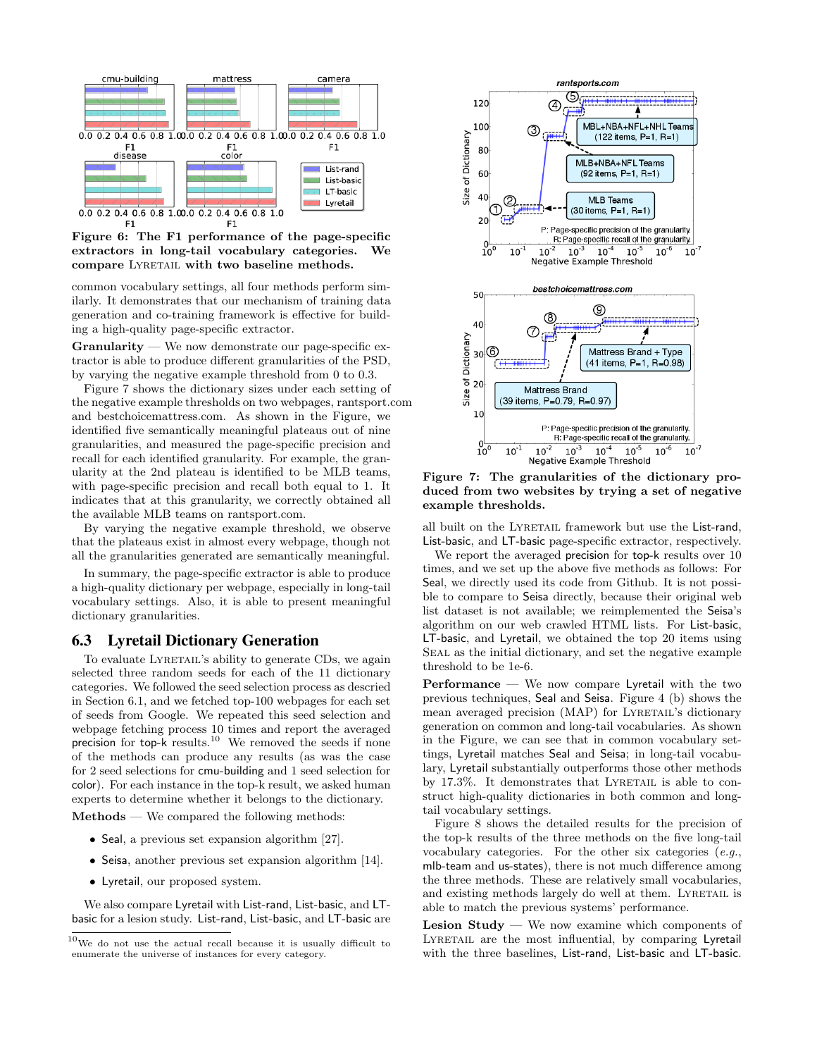**Figure 6: The F1 performance of the page-specific extractors in long-tail vocabulary categories. We compare LYRETAIL with two baseline methods.**

common vocabulary settings, all four methods perform similarly. It demonstrates that our mechanism of training data generation and co-training framework is effective for building a high-quality page-specific extractor.

**Granularity** — We now demonstrate our page-specific extractor is able to produce different granularities of the PSD, by varying the negative example threshold from 0 to 0.3.

Figure 7 shows the dictionary sizes under each setting of the negative example thresholds on two webpages, rantsport.com and bestchoicemattress.com. As shown in the Figure, we identified five semantically meaningful plateaus out of nine granularities, and measured the page-specific precision and recall for each identified granularity. For example, the granularity at the 2nd plateau is identified to be MLB teams, with page-specific precision and recall both equal to 1. It indicates that at this granularity, we correctly obtained all the available MLB teams on rantsport.com.

By varying the negative example threshold, we observe that the plateaus exist in almost every webpage, though not all the granularities generated are semantically meaningful.

In summary, the page-specific extractor is able to produce a high-quality dictionary per webpage, especially in long-tail vocabulary settings. Also, it is able to present meaningful dictionary granularities.

## 6.3 Lyretail Dictionary Generation

To evaluate LYRETAIL's ability to generate CDs, we again selected three random seeds for each of the 11 dictionary categories. We followed the seed selection process as descried in Section 6.1, and we fetched top-100 webpages for each set of seeds from Google. We repeated this seed selection and webpage fetching process 10 times and report the averaged precision for top-k results.[10] We removed the seeds if none of the methods can produce any results (as was the case for 2 seed selections for cmu-building and 1 seed selection for color). For each instance in the top-k result, we asked human experts to determine whether it belongs to the dictionary.

**Methods** — We compared the following methods:

- Seal, a previous set expansion algorithm [27].
- Seisa, another previous set expansion algorithm [14].
- Lyretail, our proposed system.

We also compare Lyretail with List-rand, List-basic, and LT-basic for a lesion study. List-rand, List-basic, and LT-basic are

[10] We do not use the actual recall because it is usually difficult to enumerate the universe of instances for every category.

**Figure 7: The granularities of the dictionary produced from two websites by trying a set of negative example thresholds.**

all built on the LYRETAIL framework but use the List-rand, List-basic, and LT-basic page-specific extractor, respectively.

We report the averaged precision for top-k results over 10 times, and we set up the above five methods as follows: For Seal, we directly used its code from Github. It is not possible to compare to Seisa directly, because their original web list dataset is not available; we reimplemented the Seisa's algorithm on our web crawled HTML lists. For List-basic, LT-basic, and Lyretail, we obtained the top 20 items using SEAL as the initial dictionary, and set the negative example threshold to be 1e-6.

**Performance** — We now compare Lyretail with the two previous techniques, Seal and Seisa. Figure 4 (b) shows the mean averaged precision (MAP) for LYRETAIL's dictionary generation on common and long-tail vocabularies. As shown in the Figure, we can see that in common vocabulary settings, Lyretail matches Seal and Seisa; in long-tail vocabulary, Lyretail substantially outperforms those other methods by 17.3%. It demonstrates that LYRETAIL is able to construct high-quality dictionaries in both common and long-tail vocabulary settings.

Figure 8 shows the detailed results for the precision of the top-k results of the three methods on the five long-tail vocabulary categories. For the other six categories (*e.g.*, mlb-team and us-states), there is not much difference among the three methods. These are relatively small vocabularies, and existing methods largely do well at them. LYRETAIL is able to match the previous systems' performance.

**Lesion Study** — We now examine which components of LYRETAIL are the most influential, by comparing Lyretail with the three baselines, List-rand, List-basic and LT-basic.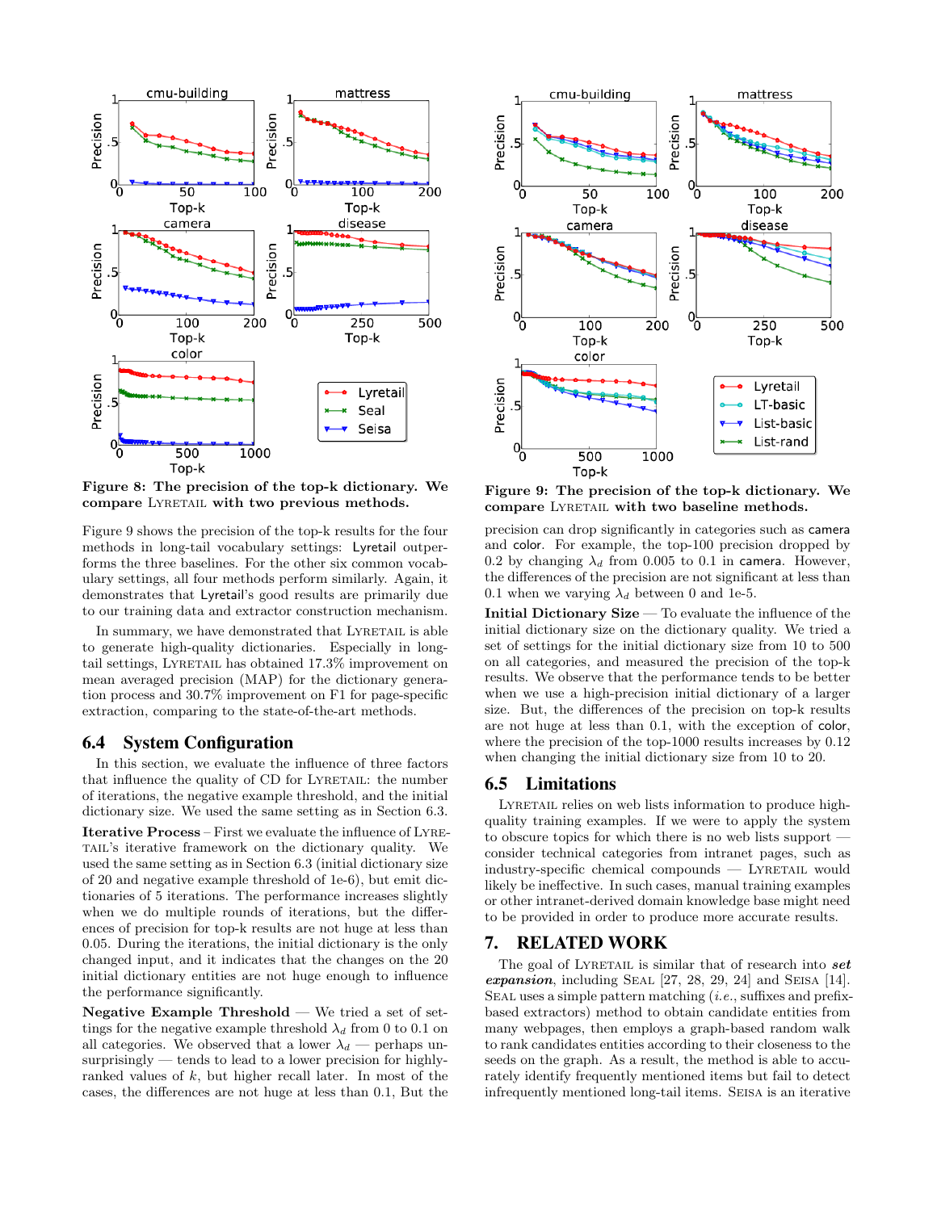Figure 8: The precision of the top-k dictionary. We compare Lyretail with two previous methods.

Figure 9: The precision of the top-k dictionary. We compare Lyretail with two baseline methods.

Figure 9 shows the precision of the top-k results for the four methods in long-tail vocabulary settings: Lyretail outperforms the three baselines. For the other six common vocabulary settings, all four methods perform similarly. Again, it demonstrates that Lyretail's good results are primarily due to our training data and extractor construction mechanism.

In summary, we have demonstrated that Lyretail is able to generate high-quality dictionaries. Especially in long-tail settings, Lyretail has obtained 17.3% improvement on mean averaged precision (MAP) for the dictionary generation process and 30.7% improvement on F1 for page-specific extraction, comparing to the state-of-the-art methods.

## 6.4 System Configuration

In this section, we evaluate the influence of three factors that influence the quality of CD for Lyretail: the number of iterations, the negative example threshold, and the initial dictionary size. We used the same setting as in Section 6.3.

**Iterative Process** – First we evaluate the influence of Lyretail's iterative framework on the dictionary quality. We used the same setting as in Section 6.3 (initial dictionary size of 20 and negative example threshold of 1e-6), but emit dictionaries of 5 iterations. The performance increases slightly when we do multiple rounds of iterations, but the differences of precision for top-k results are not huge at less than 0.05. During the iterations, the initial dictionary is the only changed input, and it indicates that the changes on the 20 initial dictionary entities are not huge enough to influence the performance significantly.

**Negative Example Threshold** — We tried a set of settings for the negative example threshold $\lambda_d$ from 0 to 0.1 on all categories. We observed that a lower $\lambda_d$ — perhaps unsurprisingly — tends to lead to a lower precision for highly-ranked values of $k$, but higher recall later. In most of the cases, the differences are not huge at less than 0.1, But the precision can drop significantly in categories such as camera and color. For example, the top-100 precision dropped by 0.2 by changing $\lambda_d$ from 0.005 to 0.1 in camera. However, the differences of the precision are not significant at less than 0.1 when we varying $\lambda_d$ between 0 and 1e-5.

**Initial Dictionary Size** — To evaluate the influence of the initial dictionary size on the dictionary quality. We tried a set of settings for the initial dictionary size from 10 to 500 on all categories, and measured the precision of the top-k results. We observe that the performance tends to be better when we use a high-precision initial dictionary of a larger size. But, the differences of the precision on top-k results are not huge at less than 0.1, with the exception of color, where the precision of the top-1000 results increases by 0.12 when changing the initial dictionary size from 10 to 20.

## 6.5 Limitations

Lyretail relies on web lists information to produce high-quality training examples. If we were to apply the system to obscure topics for which there is no web lists support — consider technical categories from intranet pages, such as industry-specific chemical compounds — Lyretail would likely be ineffective. In such cases, manual training examples or other intranet-derived domain knowledge base might need to be provided in order to produce more accurate results.

# 7. RELATED WORK

The goal of Lyretail is similar that of research into ***set expansion***, including Seal [27, 28, 29, 24] and Seisa [14]. Seal uses a simple pattern matching (*i.e.*, suffixes and prefix-based extractors) method to obtain candidate entities from many webpages, then employs a graph-based random walk to rank candidates entities according to their closeness to the seeds on the graph. As a result, the method is able to accurately identify frequently mentioned items but fail to detect infrequently mentioned long-tail items. Seisa is an iterative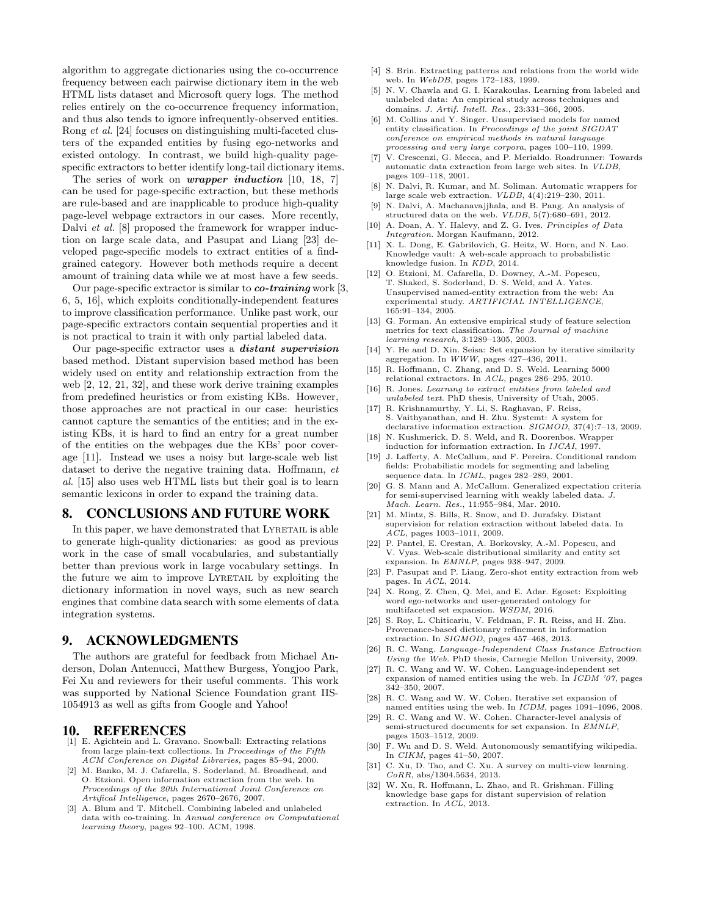algorithm to aggregate dictionaries using the co-occurrence frequency between each pairwise dictionary item in the web HTML lists dataset and Microsoft query logs. The method relies entirely on the co-occurrence frequency information, and thus also tends to ignore infrequently-observed entities. Rong *et al.* [24] focuses on distinguishing multi-faceted clusters of the expanded entities by fusing ego-networks and existed ontology. In contrast, we build high-quality page-specific extractors to better identify long-tail dictionary items.

The series of work on ***wrapper induction*** [10, 18, 7] can be used for page-specific extraction, but these methods are rule-based and are inapplicable to produce high-quality page-level webpage extractors in our cases. More recently, Dalvi *et al.* [8] proposed the framework for wrapper induction on large scale data, and Pasupat and Liang [23] developed page-specific models to extract entities of a find-grained category. However both methods require a decent amount of training data while we at most have a few seeds.

Our page-specific extractor is similar to ***co-training*** work [3, 6, 5, 16], which exploits conditionally-independent features to improve classification performance. Unlike past work, our page-specific extractors contain sequential properties and it is not practical to train it with only partial labeled data.

Our page-specific extractor uses a ***distant supervision*** based method. Distant supervision based method has been widely used on entity and relationship extraction from the web [2, 12, 21, 32], and these work derive training examples from predefined heuristics or from existing KBs. However, those approaches are not practical in our case: heuristics cannot capture the semantics of the entities; and in the existing KBs, it is hard to find an entry for a great number of the entities on the webpages due the KBs' poor coverage [11]. Instead we uses a noisy but large-scale web list dataset to derive the negative training data. Hoffmann, *et al.* [15] also uses web HTML lists but their goal is to learn semantic lexicons in order to expand the training data.

## 8. CONCLUSIONS AND FUTURE WORK

In this paper, we have demonstrated that LYRETAIL is able to generate high-quality dictionaries: as good as previous work in the case of small vocabularies, and substantially better than previous work in large vocabulary settings. In the future we aim to improve LYRETAIL by exploiting the dictionary information in novel ways, such as new search engines that combine data search with some elements of data integration systems.

## 9. ACKNOWLEDGMENTS

The authors are grateful for feedback from Michael Anderson, Dolan Antenucci, Matthew Burgess, Yongjoo Park, Fei Xu and reviewers for their useful comments. This work was supported by National Science Foundation grant IIS-1054913 as well as gifts from Google and Yahoo!

## 10. REFERENCES

[1] E. Agichtein and L. Gravano. Snowball: Extracting relations from large plain-text collections. In *Proceedings of the Fifth ACM Conference on Digital Libraries*, pages 85–94, 2000.

[2] M. Banko, M. J. Cafarella, S. Soderland, M. Broadhead, and O. Etzioni. Open information extraction from the web. In *Proceedings of the 20th International Joint Conference on Artifical Intelligence*, pages 2670–2676, 2007.

[3] A. Blum and T. Mitchell. Combining labeled and unlabeled data with co-training. In *Annual conference on Computational learning theory*, pages 92–100. ACM, 1998.

[4] S. Brin. Extracting patterns and relations from the world wide web. In *WebDB*, pages 172–183, 1999.

[5] N. V. Chawla and G. I. Karakoulas. Learning from labeled and unlabeled data: An empirical study across techniques and domains. *J. Artif. Intell. Res.*, 23:331–366, 2005.

[6] M. Collins and Y. Singer. Unsupervised models for named entity classification. In *Proceedings of the joint SIGDAT conference on empirical methods in natural language processing and very large corpora*, pages 100–110, 1999.

[7] V. Crescenzi, G. Mecca, and P. Merialdo. Roadrunner: Towards automatic data extraction from large web sites. In *VLDB*, pages 109–118, 2001.

[8] N. Dalvi, R. Kumar, and M. Soliman. Automatic wrappers for large scale web extraction. *VLDB*, 4(4):219–230, 2011.

[9] N. Dalvi, A. Machanavajjhala, and B. Pang. An analysis of structured data on the web. *VLDB*, 5(7):680–691, 2012.

[10] A. Doan, A. Y. Halevy, and Z. G. Ives. *Principles of Data Integration*. Morgan Kaufmann, 2012.

[11] X. L. Dong, E. Gabrilovich, G. Heitz, W. Horn, and N. Lao. Knowledge vault: A web-scale approach to probabilistic knowledge fusion. In *KDD*, 2014.

[12] O. Etzioni, M. Cafarella, D. Downey, A.-M. Popescu, T. Shaked, S. Soderland, D. S. Weld, and A. Yates. Unsupervised named-entity extraction from the web: An experimental study. *ARTIFICIAL INTELLIGENCE*, 165:91–134, 2005.

[13] G. Forman. An extensive empirical study of feature selection metrics for text classification. *The Journal of machine learning research*, 3:1289–1305, 2003.

[14] Y. He and D. Xin. Seisa: Set expansion by iterative similarity aggregation. In *WWW*, pages 427–436, 2011.

[15] R. Hoffmann, C. Zhang, and D. S. Weld. Learning 5000 relational extractors. In *ACL*, pages 286–295, 2010.

[16] R. Jones. *Learning to extract entities from labeled and unlabeled text*. PhD thesis, University of Utah, 2005.

[17] R. Krishnamurthy, Y. Li, S. Raghavan, F. Reiss, S. Vaithyanathan, and H. Zhu. Systemt: A system for declarative information extraction. *SIGMOD*, 37(4):7–13, 2009.

[18] N. Kushmerick, D. S. Weld, and R. Doorenbos. Wrapper induction for information extraction. In *IJCAI*, 1997.

[19] J. Lafferty, A. McCallum, and F. Pereira. Conditional random fields: Probabilistic models for segmenting and labeling sequence data. In *ICML*, pages 282–289, 2001.

[20] G. S. Mann and A. McCallum. Generalized expectation criteria for semi-supervised learning with weakly labeled data. *J. Mach. Learn. Res.*, 11:955–984, Mar. 2010.

[21] M. Mintz, S. Bills, R. Snow, and D. Jurafsky. Distant supervision for relation extraction without labeled data. In *ACL*, pages 1003–1011, 2009.

[22] P. Pantel, E. Crestan, A. Borkovsky, A.-M. Popescu, and V. Vyas. Web-scale distributional similarity and entity set expansion. In *EMNLP*, pages 938–947, 2009.

[23] P. Pasupat and P. Liang. Zero-shot entity extraction from web pages. In *ACL*, 2014.

[24] X. Rong, Z. Chen, Q. Mei, and E. Adar. Egoset: Exploiting word ego-networks and user-generated ontology for multifaceted set expansion. *WSDM*, 2016.

[25] S. Roy, L. Chiticariu, V. Feldman, F. R. Reiss, and H. Zhu. Provenance-based dictionary refinement in information extraction. In *SIGMOD*, pages 457–468, 2013.

[26] R. C. Wang. *Language-Independent Class Instance Extraction Using the Web*. PhD thesis, Carnegie Mellon University, 2009.

[27] R. C. Wang and W. W. Cohen. Language-independent set expansion of named entities using the web. In *ICDM '07*, pages 342–350, 2007.

[28] R. C. Wang and W. W. Cohen. Iterative set expansion of named entities using the web. In *ICDM*, pages 1091–1096, 2008.

[29] R. C. Wang and W. W. Cohen. Character-level analysis of semi-structured documents for set expansion. In *EMNLP*, pages 1503–1512, 2009.

[30] F. Wu and D. S. Weld. Autonomously semantifying wikipedia. In *CIKM*, pages 41–50, 2007.

[31] C. Xu, D. Tao, and C. Xu. A survey on multi-view learning. *CoRR*, abs/1304.5634, 2013.

[32] W. Xu, R. Hoffmann, L. Zhao, and R. Grishman. Filling knowledge base gaps for distant supervision of relation extraction. In *ACL*, 2013.